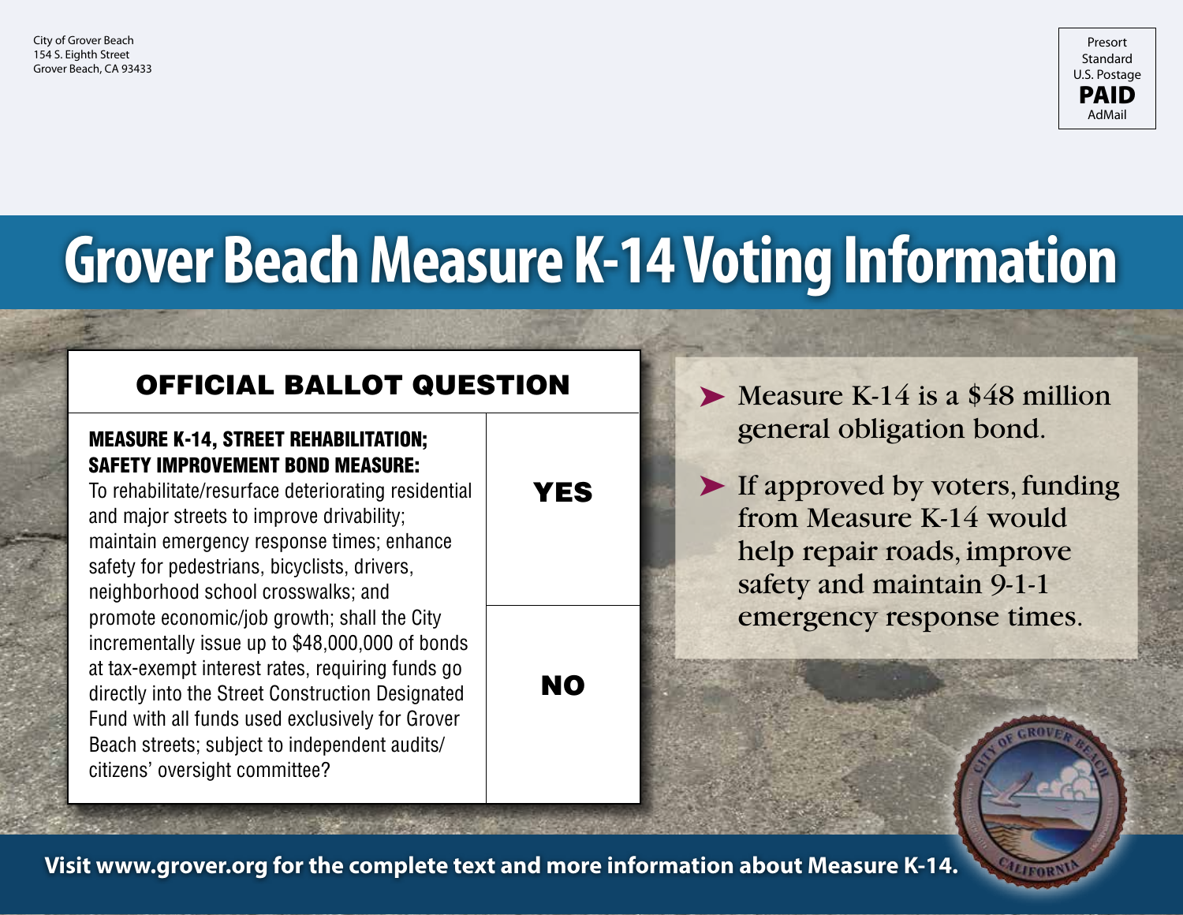City of Grover Beach
154 S. Eighth Street
Grover Beach, CA 93433

Presort
Standard
U.S. Postage
**PAID**
AdMail

# Grover Beach Measure K-14 Voting Information

## OFFICIAL BALLOT QUESTION

| **MEASURE K-14, STREET REHABILITATION; SAFETY IMPROVEMENT BOND MEASURE:** To rehabilitate/resurface deteriorating residential and major streets to improve drivability; maintain emergency response times; enhance safety for pedestrians, bicyclists, drivers, neighborhood school crosswalks; and promote economic/job growth; shall the City incrementally issue up to $48,000,000 of bonds at tax-exempt interest rates, requiring funds go directly into the Street Construction Designated Fund with all funds used exclusively for Grover Beach streets; subject to independent audits/ citizens' oversight committee? | **YES** |
|---|---|
| | **NO** |

- Measure K-14 is a $48 million general obligation bond.
- If approved by voters, funding from Measure K-14 would help repair roads, improve safety and maintain 9-1-1 emergency response times.

**Visit www.grover.org for the complete text and more information about Measure K-14.**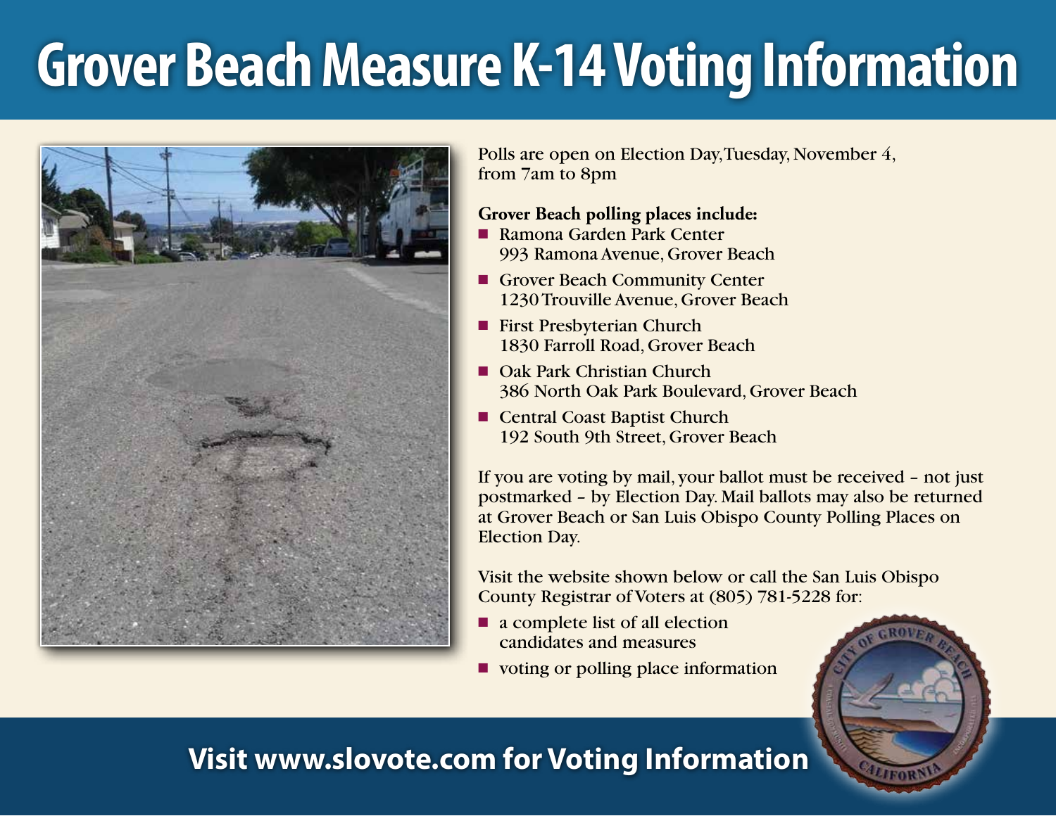# Grover Beach Measure K-14 Voting Information

Polls are open on Election Day, Tuesday, November 4, from 7am to 8pm

**Grover Beach polling places include:**

- Ramona Garden Park Center
  993 Ramona Avenue, Grover Beach
- Grover Beach Community Center
  1230 Trouville Avenue, Grover Beach
- First Presbyterian Church
  1830 Farroll Road, Grover Beach
- Oak Park Christian Church
  386 North Oak Park Boulevard, Grover Beach
- Central Coast Baptist Church
  192 South 9th Street, Grover Beach

If you are voting by mail, your ballot must be received – not just postmarked – by Election Day. Mail ballots may also be returned at Grover Beach or San Luis Obispo County Polling Places on Election Day.

Visit the website shown below or call the San Luis Obispo County Registrar of Voters at (805) 781-5228 for:

- a complete list of all election candidates and measures
- voting or polling place information

**Visit www.slovote.com for Voting Information**